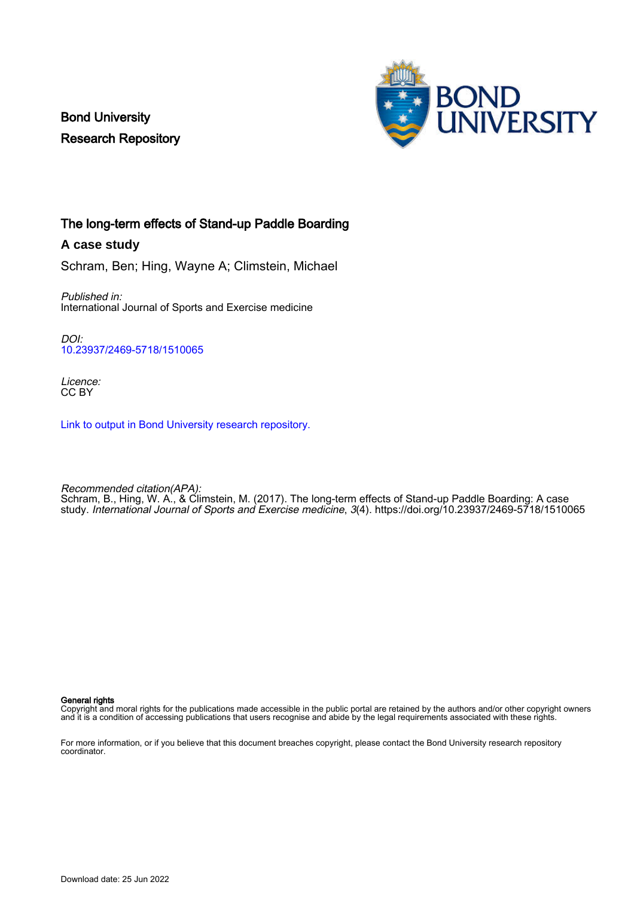Bond University
Research Repository

# The long-term effects of Stand-up Paddle Boarding

## A case study

Schram, Ben; Hing, Wayne A; Climstein, Michael

*Published in:*
International Journal of Sports and Exercise medicine

*DOI:*
10.23937/2469-5718/1510065

*Licence:*
CC BY

Link to output in Bond University research repository.

*Recommended citation(APA):*
Schram, B., Hing, W. A., & Climstein, M. (2017). The long-term effects of Stand-up Paddle Boarding: A case study. *International Journal of Sports and Exercise medicine*, *3*(4). https://doi.org/10.23937/2469-5718/1510065

**General rights**
Copyright and moral rights for the publications made accessible in the public portal are retained by the authors and/or other copyright owners and it is a condition of accessing publications that users recognise and abide by the legal requirements associated with these rights.

For more information, or if you believe that this document breaches copyright, please contact the Bond University research repository coordinator.

Download date: 25 Jun 2022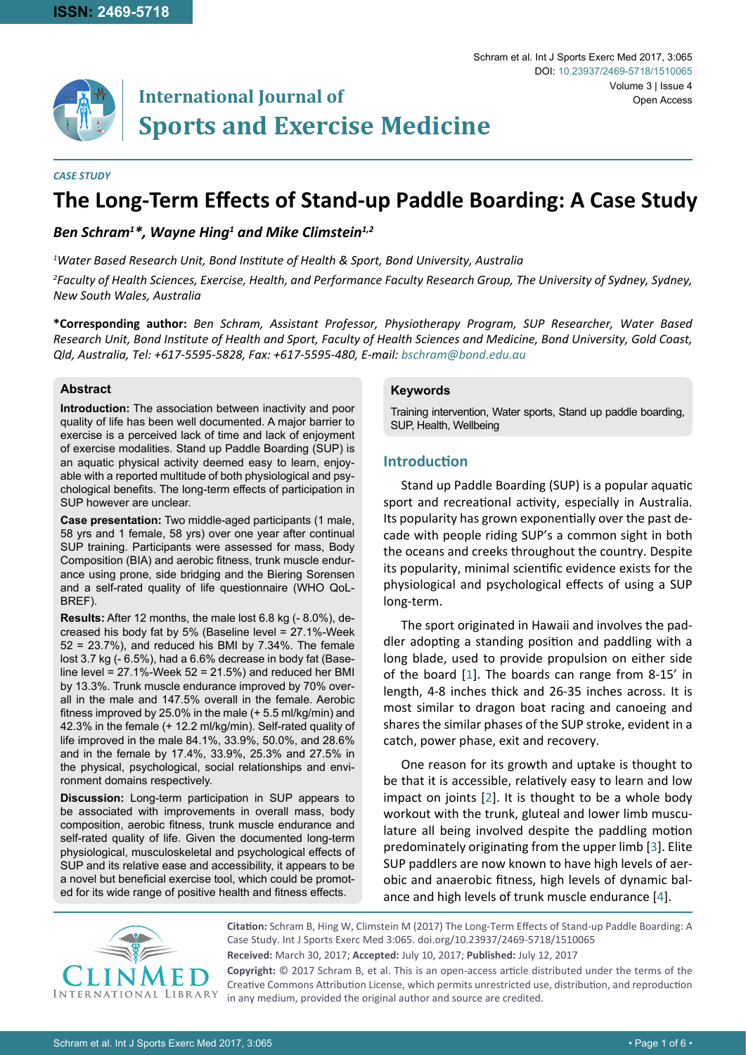*CASE STUDY*

# The Long-Term Effects of Stand-up Paddle Boarding: A Case Study

*Ben Schram[1]\*, Wayne Hing[1] and Mike Climstein[1,2]*

*[1]Water Based Research Unit, Bond Institute of Health & Sport, Bond University, Australia*

*[2]Faculty of Health Sciences, Exercise, Health, and Performance Faculty Research Group, The University of Sydney, Sydney, New South Wales, Australia*

**\*Corresponding author:** *Ben Schram, Assistant Professor, Physiotherapy Program, SUP Researcher, Water Based Research Unit, Bond Institute of Health and Sport, Faculty of Health Sciences and Medicine, Bond University, Gold Coast, Qld, Australia, Tel: +617-5595-5828, Fax: +617-5595-480, E-mail: bschram@bond.edu.au*

## Abstract

**Introduction:** The association between inactivity and poor quality of life has been well documented. A major barrier to exercise is a perceived lack of time and lack of enjoyment of exercise modalities. Stand up Paddle Boarding (SUP) is an aquatic physical activity deemed easy to learn, enjoyable with a reported multitude of both physiological and psychological benefits. The long-term effects of participation in SUP however are unclear.

**Case presentation:** Two middle-aged participants (1 male, 58 yrs and 1 female, 58 yrs) over one year after continual SUP training. Participants were assessed for mass, Body Composition (BIA) and aerobic fitness, trunk muscle endurance using prone, side bridging and the Biering Sorensen and a self-rated quality of life questionnaire (WHO QoL-BREF).

**Results:** After 12 months, the male lost 6.8 kg (- 8.0%), decreased his body fat by 5% (Baseline level = 27.1%-Week 52 = 23.7%), and reduced his BMI by 7.34%. The female lost 3.7 kg (- 6.5%), had a 6.6% decrease in body fat (Baseline level = 27.1%-Week 52 = 21.5%) and reduced her BMI by 13.3%. Trunk muscle endurance improved by 70% overall in the male and 147.5% overall in the female. Aerobic fitness improved by 25.0% in the male (+ 5.5 ml/kg/min) and 42.3% in the female (+ 12.2 ml/kg/min). Self-rated quality of life improved in the male 84.1%, 33.9%, 50.0%, and 28.6% and in the female by 17.4%, 33.9%, 25.3% and 27.5% in the physical, psychological, social relationships and environment domains respectively.

**Discussion:** Long-term participation in SUP appears to be associated with improvements in overall mass, body composition, aerobic fitness, trunk muscle endurance and self-rated quality of life. Given the documented long-term physiological, musculoskeletal and psychological effects of SUP and its relative ease and accessibility, it appears to be a novel but beneficial exercise tool, which could be promoted for its wide range of positive health and fitness effects.

## Keywords

Training intervention, Water sports, Stand up paddle boarding, SUP, Health, Wellbeing

## Introduction

Stand up Paddle Boarding (SUP) is a popular aquatic sport and recreational activity, especially in Australia. Its popularity has grown exponentially over the past decade with people riding SUP's a common sight in both the oceans and creeks throughout the country. Despite its popularity, minimal scientific evidence exists for the physiological and psychological effects of using a SUP long-term.

The sport originated in Hawaii and involves the paddler adopting a standing position and paddling with a long blade, used to provide propulsion on either side of the board [1]. The boards can range from 8-15' in length, 4-8 inches thick and 26-35 inches across. It is most similar to dragon boat racing and canoeing and shares the similar phases of the SUP stroke, evident in a catch, power phase, exit and recovery.

One reason for its growth and uptake is thought to be that it is accessible, relatively easy to learn and low impact on joints [2]. It is thought to be a whole body workout with the trunk, gluteal and lower limb musculature all being involved despite the paddling motion predominately originating from the upper limb [3]. Elite SUP paddlers are now known to have high levels of aerobic and anaerobic fitness, high levels of dynamic balance and high levels of trunk muscle endurance [4].

**Citation:** Schram B, Hing W, Climstein M (2017) The Long-Term Effects of Stand-up Paddle Boarding: A Case Study. Int J Sports Exerc Med 3:065. doi.org/10.23937/2469-5718/1510065

**Received:** March 30, 2017; **Accepted:** July 10, 2017; **Published:** July 12, 2017

**Copyright:** © 2017 Schram B, et al. This is an open-access article distributed under the terms of the Creative Commons Attribution License, which permits unrestricted use, distribution, and reproduction in any medium, provided the original author and source are credited.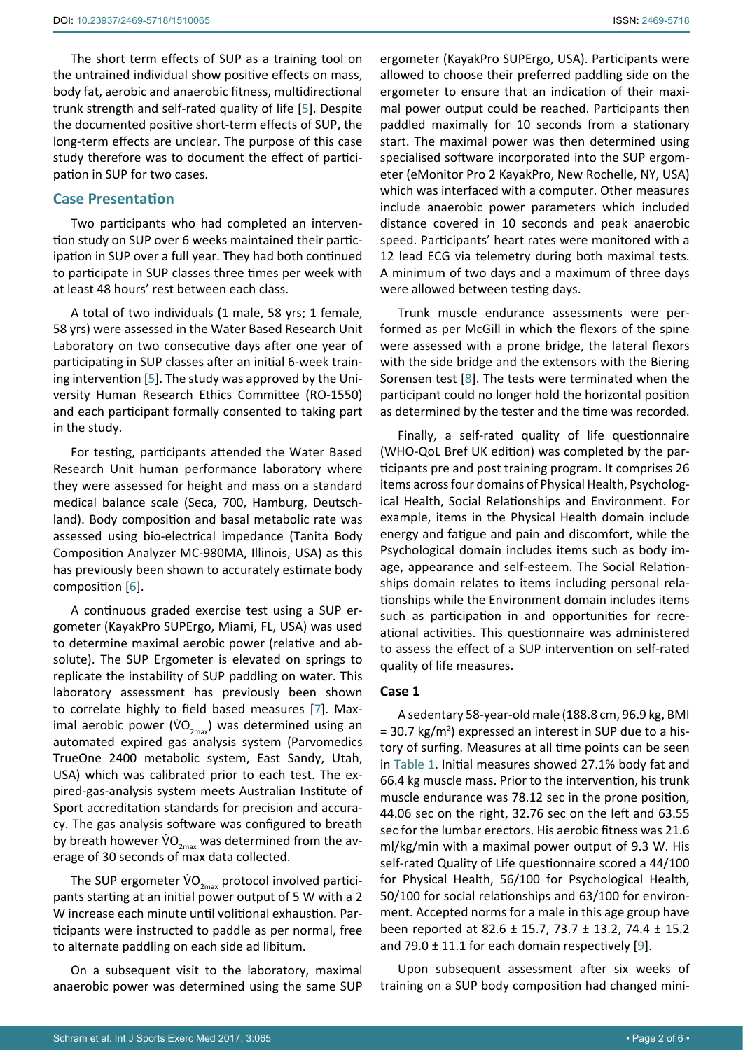The short term effects of SUP as a training tool on the untrained individual show positive effects on mass, body fat, aerobic and anaerobic fitness, multidirectional trunk strength and self-rated quality of life [5]. Despite the documented positive short-term effects of SUP, the long-term effects are unclear. The purpose of this case study therefore was to document the effect of participation in SUP for two cases.

## Case Presentation

Two participants who had completed an intervention study on SUP over 6 weeks maintained their participation in SUP over a full year. They had both continued to participate in SUP classes three times per week with at least 48 hours' rest between each class.

A total of two individuals (1 male, 58 yrs; 1 female, 58 yrs) were assessed in the Water Based Research Unit Laboratory on two consecutive days after one year of participating in SUP classes after an initial 6-week training intervention [5]. The study was approved by the University Human Research Ethics Committee (RO-1550) and each participant formally consented to taking part in the study.

For testing, participants attended the Water Based Research Unit human performance laboratory where they were assessed for height and mass on a standard medical balance scale (Seca, 700, Hamburg, Deutschland). Body composition and basal metabolic rate was assessed using bio-electrical impedance (Tanita Body Composition Analyzer MC-980MA, Illinois, USA) as this has previously been shown to accurately estimate body composition [6].

A continuous graded exercise test using a SUP ergometer (KayakPro SUPErgo, Miami, FL, USA) was used to determine maximal aerobic power (relative and absolute). The SUP Ergometer is elevated on springs to replicate the instability of SUP paddling on water. This laboratory assessment has previously been shown to correlate highly to field based measures [7]. Maximal aerobic power ($\dot{V}O_{2max}$) was determined using an automated expired gas analysis system (Parvomedics TrueOne 2400 metabolic system, East Sandy, Utah, USA) which was calibrated prior to each test. The expired-gas-analysis system meets Australian Institute of Sport accreditation standards for precision and accuracy. The gas analysis software was configured to breath by breath however $\dot{V}O_{2max}$ was determined from the average of 30 seconds of max data collected.

The SUP ergometer $\dot{V}O_{2max}$ protocol involved participants starting at an initial power output of 5 W with a 2 W increase each minute until volitional exhaustion. Participants were instructed to paddle as per normal, free to alternate paddling on each side ad libitum.

On a subsequent visit to the laboratory, maximal anaerobic power was determined using the same SUP ergometer (KayakPro SUPErgo, USA). Participants were allowed to choose their preferred paddling side on the ergometer to ensure that an indication of their maximal power output could be reached. Participants then paddled maximally for 10 seconds from a stationary start. The maximal power was then determined using specialised software incorporated into the SUP ergometer (eMonitor Pro 2 KayakPro, New Rochelle, NY, USA) which was interfaced with a computer. Other measures include anaerobic power parameters which included distance covered in 10 seconds and peak anaerobic speed. Participants' heart rates were monitored with a 12 lead ECG via telemetry during both maximal tests. A minimum of two days and a maximum of three days were allowed between testing days.

Trunk muscle endurance assessments were performed as per McGill in which the flexors of the spine were assessed with a prone bridge, the lateral flexors with the side bridge and the extensors with the Biering Sorensen test [8]. The tests were terminated when the participant could no longer hold the horizontal position as determined by the tester and the time was recorded.

Finally, a self-rated quality of life questionnaire (WHO-QoL Bref UK edition) was completed by the participants pre and post training program. It comprises 26 items across four domains of Physical Health, Psychological Health, Social Relationships and Environment. For example, items in the Physical Health domain include energy and fatigue and pain and discomfort, while the Psychological domain includes items such as body image, appearance and self-esteem. The Social Relationships domain relates to items including personal relationships while the Environment domain includes items such as participation in and opportunities for recreational activities. This questionnaire was administered to assess the effect of a SUP intervention on self-rated quality of life measures.

### Case 1

A sedentary 58-year-old male (188.8 cm, 96.9 kg, BMI = 30.7 kg/m$^2$) expressed an interest in SUP due to a history of surfing. Measures at all time points can be seen in Table 1. Initial measures showed 27.1% body fat and 66.4 kg muscle mass. Prior to the intervention, his trunk muscle endurance was 78.12 sec in the prone position, 44.06 sec on the right, 32.76 sec on the left and 63.55 sec for the lumbar erectors. His aerobic fitness was 21.6 ml/kg/min with a maximal power output of 9.3 W. His self-rated Quality of Life questionnaire scored a 44/100 for Physical Health, 56/100 for Psychological Health, 50/100 for social relationships and 63/100 for environment. Accepted norms for a male in this age group have been reported at 82.6 ± 15.7, 73.7 ± 13.2, 74.4 ± 15.2 and 79.0 ± 11.1 for each domain respectively [9].

Upon subsequent assessment after six weeks of training on a SUP body composition had changed mini-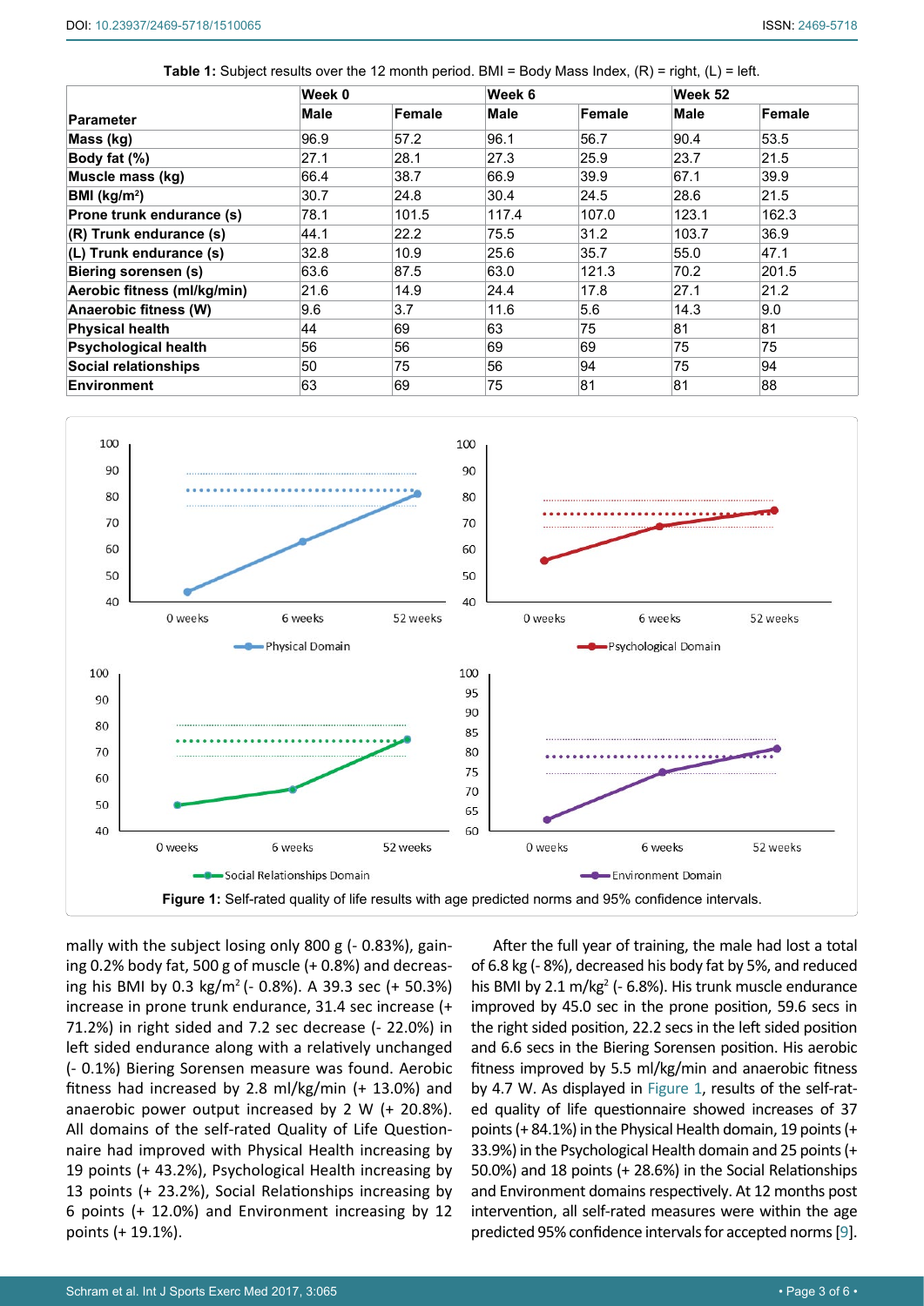**Table 1:** Subject results over the 12 month period. BMI = Body Mass Index, (R) = right, (L) = left.

| Parameter | Week 0 | | Week 6 | | Week 52 | |
|---|---|---|---|---|---|---|
| | Male | Female | Male | Female | Male | Female |
| **Mass (kg)** | 96.9 | 57.2 | 96.1 | 56.7 | 90.4 | 53.5 |
| **Body fat (%)** | 27.1 | 28.1 | 27.3 | 25.9 | 23.7 | 21.5 |
| **Muscle mass (kg)** | 66.4 | 38.7 | 66.9 | 39.9 | 67.1 | 39.9 |
| **BMI (kg/m²)** | 30.7 | 24.8 | 30.4 | 24.5 | 28.6 | 21.5 |
| **Prone trunk endurance (s)** | 78.1 | 101.5 | 117.4 | 107.0 | 123.1 | 162.3 |
| **(R) Trunk endurance (s)** | 44.1 | 22.2 | 75.5 | 31.2 | 103.7 | 36.9 |
| **(L) Trunk endurance (s)** | 32.8 | 10.9 | 25.6 | 35.7 | 55.0 | 47.1 |
| **Biering sorensen (s)** | 63.6 | 87.5 | 63.0 | 121.3 | 70.2 | 201.5 |
| **Aerobic fitness (ml/kg/min)** | 21.6 | 14.9 | 24.4 | 17.8 | 27.1 | 21.2 |
| **Anaerobic fitness (W)** | 9.6 | 3.7 | 11.6 | 5.6 | 14.3 | 9.0 |
| **Physical health** | 44 | 69 | 63 | 75 | 81 | 81 |
| **Psychological health** | 56 | 56 | 69 | 69 | 75 | 75 |
| **Social relationships** | 50 | 75 | 56 | 94 | 75 | 94 |
| **Environment** | 63 | 69 | 75 | 81 | 81 | 88 |

**Figure 1:** Self-rated quality of life results with age predicted norms and 95% confidence intervals.

mally with the subject losing only 800 g (- 0.83%), gaining 0.2% body fat, 500 g of muscle (+ 0.8%) and decreasing his BMI by 0.3 kg/m² (- 0.8%). A 39.3 sec (+ 50.3%) increase in prone trunk endurance, 31.4 sec increase (+ 71.2%) in right sided and 7.2 sec decrease (- 22.0%) in left sided endurance along with a relatively unchanged (- 0.1%) Biering Sorensen measure was found. Aerobic fitness had increased by 2.8 ml/kg/min (+ 13.0%) and anaerobic power output increased by 2 W (+ 20.8%). All domains of the self-rated Quality of Life Questionnaire had improved with Physical Health increasing by 19 points (+ 43.2%), Psychological Health increasing by 13 points (+ 23.2%), Social Relationships increasing by 6 points (+ 12.0%) and Environment increasing by 12 points (+ 19.1%).

After the full year of training, the male had lost a total of 6.8 kg (- 8%), decreased his body fat by 5%, and reduced his BMI by 2.1 m/kg² (- 6.8%). His trunk muscle endurance improved by 45.0 sec in the prone position, 59.6 secs in the right sided position, 22.2 secs in the left sided position and 6.6 secs in the Biering Sorensen position. His aerobic fitness improved by 5.5 ml/kg/min and anaerobic fitness by 4.7 W. As displayed in Figure 1, results of the self-rated quality of life questionnaire showed increases of 37 points (+ 84.1%) in the Physical Health domain, 19 points (+ 33.9%) in the Psychological Health domain and 25 points (+ 50.0%) and 18 points (+ 28.6%) in the Social Relationships and Environment domains respectively. At 12 months post intervention, all self-rated measures were within the age predicted 95% confidence intervals for accepted norms [9].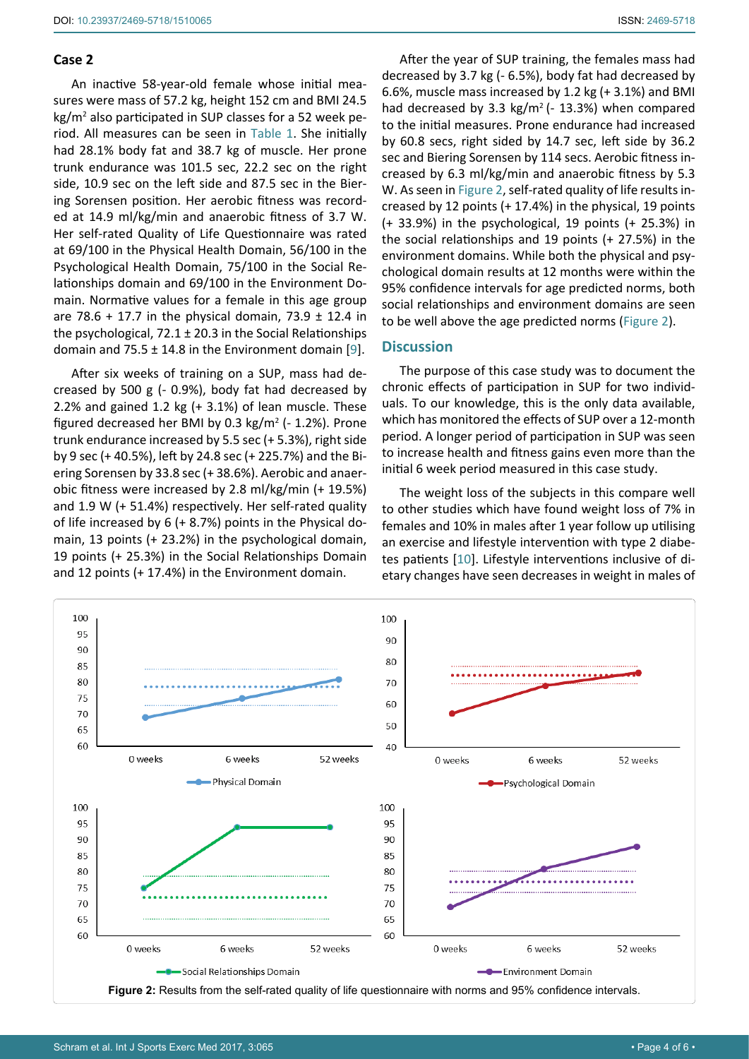### Case 2

An inactive 58-year-old female whose initial measures were mass of 57.2 kg, height 152 cm and BMI 24.5 kg/m$^2$ also participated in SUP classes for a 52 week period. All measures can be seen in Table 1. She initially had 28.1% body fat and 38.7 kg of muscle. Her prone trunk endurance was 101.5 sec, 22.2 sec on the right side, 10.9 sec on the left side and 87.5 sec in the Biering Sorensen position. Her aerobic fitness was recorded at 14.9 ml/kg/min and anaerobic fitness of 3.7 W. Her self-rated Quality of Life Questionnaire was rated at 69/100 in the Physical Health Domain, 56/100 in the Psychological Health Domain, 75/100 in the Social Relationships domain and 69/100 in the Environment Domain. Normative values for a female in this age group are 78.6 + 17.7 in the physical domain, 73.9 ± 12.4 in the psychological, 72.1 ± 20.3 in the Social Relationships domain and 75.5 ± 14.8 in the Environment domain [9].

After six weeks of training on a SUP, mass had decreased by 500 g (- 0.9%), body fat had decreased by 2.2% and gained 1.2 kg (+ 3.1%) of lean muscle. These figured decreased her BMI by 0.3 kg/m$^2$ (- 1.2%). Prone trunk endurance increased by 5.5 sec (+ 5.3%), right side by 9 sec (+ 40.5%), left by 24.8 sec (+ 225.7%) and the Biering Sorensen by 33.8 sec (+ 38.6%). Aerobic and anaerobic fitness were increased by 2.8 ml/kg/min (+ 19.5%) and 1.9 W (+ 51.4%) respectively. Her self-rated quality of life increased by 6 (+ 8.7%) points in the Physical domain, 13 points (+ 23.2%) in the psychological domain, 19 points (+ 25.3%) in the Social Relationships Domain and 12 points (+ 17.4%) in the Environment domain.

After the year of SUP training, the females mass had decreased by 3.7 kg (- 6.5%), body fat had decreased by 6.6%, muscle mass increased by 1.2 kg (+ 3.1%) and BMI had decreased by 3.3 kg/m$^2$ (- 13.3%) when compared to the initial measures. Prone endurance had increased by 60.8 secs, right sided by 14.7 sec, left side by 36.2 sec and Biering Sorensen by 114 secs. Aerobic fitness increased by 6.3 ml/kg/min and anaerobic fitness by 5.3 W. As seen in Figure 2, self-rated quality of life results increased by 12 points (+ 17.4%) in the physical, 19 points (+ 33.9%) in the psychological, 19 points (+ 25.3%) in the social relationships and 19 points (+ 27.5%) in the environment domains. While both the physical and psychological domain results at 12 months were within the 95% confidence intervals for age predicted norms, both social relationships and environment domains are seen to be well above the age predicted norms (Figure 2).

## Discussion

The purpose of this case study was to document the chronic effects of participation in SUP for two individuals. To our knowledge, this is the only data available, which has monitored the effects of SUP over a 12-month period. A longer period of participation in SUP was seen to increase health and fitness gains even more than the initial 6 week period measured in this case study.

The weight loss of the subjects in this compare well to other studies which have found weight loss of 7% in females and 10% in males after 1 year follow up utilising an exercise and lifestyle intervention with type 2 diabetes patients [10]. Lifestyle interventions inclusive of dietary changes have seen decreases in weight in males of

**Figure 2:** Results from the self-rated quality of life questionnaire with norms and 95% confidence intervals.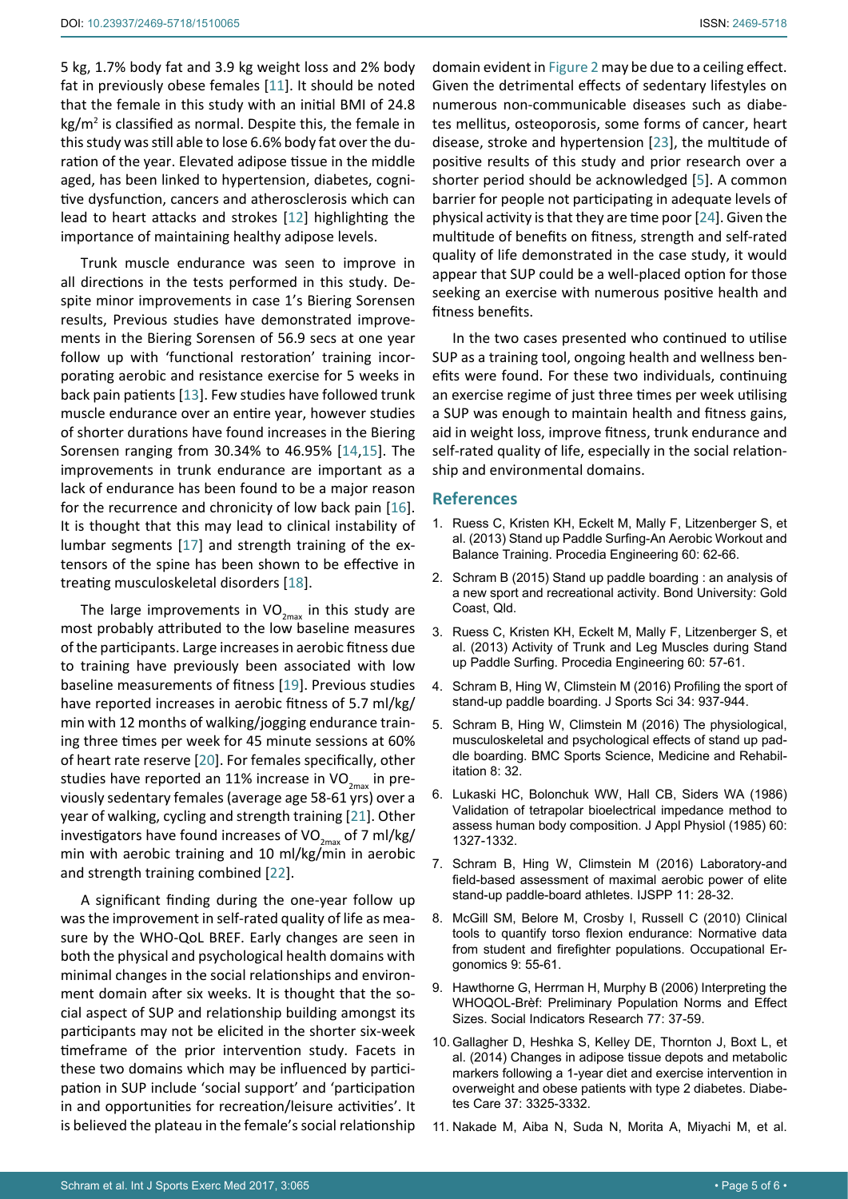5 kg, 1.7% body fat and 3.9 kg weight loss and 2% body fat in previously obese females [11]. It should be noted that the female in this study with an initial BMI of 24.8 $kg/m^2$ is classified as normal. Despite this, the female in this study was still able to lose 6.6% body fat over the duration of the year. Elevated adipose tissue in the middle aged, has been linked to hypertension, diabetes, cognitive dysfunction, cancers and atherosclerosis which can lead to heart attacks and strokes [12] highlighting the importance of maintaining healthy adipose levels.

Trunk muscle endurance was seen to improve in all directions in the tests performed in this study. Despite minor improvements in case 1's Biering Sorensen results, Previous studies have demonstrated improvements in the Biering Sorensen of 56.9 secs at one year follow up with 'functional restoration' training incorporating aerobic and resistance exercise for 5 weeks in back pain patients [13]. Few studies have followed trunk muscle endurance over an entire year, however studies of shorter durations have found increases in the Biering Sorensen ranging from 30.34% to 46.95% [14,15]. The improvements in trunk endurance are important as a lack of endurance has been found to be a major reason for the recurrence and chronicity of low back pain [16]. It is thought that this may lead to clinical instability of lumbar segments [17] and strength training of the extensors of the spine has been shown to be effective in treating musculoskeletal disorders [18].

The large improvements in $VO_{2max}$ in this study are most probably attributed to the low baseline measures of the participants. Large increases in aerobic fitness due to training have previously been associated with low baseline measurements of fitness [19]. Previous studies have reported increases in aerobic fitness of 5.7 ml/kg/min with 12 months of walking/jogging endurance training three times per week for 45 minute sessions at 60% of heart rate reserve [20]. For females specifically, other studies have reported an 11% increase in $VO_{2max}$ in previously sedentary females (average age 58-61 yrs) over a year of walking, cycling and strength training [21]. Other investigators have found increases of $VO_{2max}$ of 7 ml/kg/min with aerobic training and 10 ml/kg/min in aerobic and strength training combined [22].

A significant finding during the one-year follow up was the improvement in self-rated quality of life as measure by the WHO-QoL BREF. Early changes are seen in both the physical and psychological health domains with minimal changes in the social relationships and environment domain after six weeks. It is thought that the social aspect of SUP and relationship building amongst its participants may not be elicited in the shorter six-week timeframe of the prior intervention study. Facets in these two domains which may be influenced by participation in SUP include 'social support' and 'participation in and opportunities for recreation/leisure activities'. It is believed the plateau in the female's social relationship domain evident in Figure 2 may be due to a ceiling effect. Given the detrimental effects of sedentary lifestyles on numerous non-communicable diseases such as diabetes mellitus, osteoporosis, some forms of cancer, heart disease, stroke and hypertension [23], the multitude of positive results of this study and prior research over a shorter period should be acknowledged [5]. A common barrier for people not participating in adequate levels of physical activity is that they are time poor [24]. Given the multitude of benefits on fitness, strength and self-rated quality of life demonstrated in the case study, it would appear that SUP could be a well-placed option for those seeking an exercise with numerous positive health and fitness benefits.

In the two cases presented who continued to utilise SUP as a training tool, ongoing health and wellness benefits were found. For these two individuals, continuing an exercise regime of just three times per week utilising a SUP was enough to maintain health and fitness gains, aid in weight loss, improve fitness, trunk endurance and self-rated quality of life, especially in the social relationship and environmental domains.

## References

1. Ruess C, Kristen KH, Eckelt M, Mally F, Litzenberger S, et al. (2013) Stand up Paddle Surfing-An Aerobic Workout and Balance Training. Procedia Engineering 60: 62-66.
2. Schram B (2015) Stand up paddle boarding : an analysis of a new sport and recreational activity. Bond University: Gold Coast, Qld.
3. Ruess C, Kristen KH, Eckelt M, Mally F, Litzenberger S, et al. (2013) Activity of Trunk and Leg Muscles during Stand up Paddle Surfing. Procedia Engineering 60: 57-61.
4. Schram B, Hing W, Climstein M (2016) Profiling the sport of stand-up paddle boarding. J Sports Sci 34: 937-944.
5. Schram B, Hing W, Climstein M (2016) The physiological, musculoskeletal and psychological effects of stand up paddle boarding. BMC Sports Science, Medicine and Rehabilitation 8: 32.
6. Lukaski HC, Bolonchuk WW, Hall CB, Siders WA (1986) Validation of tetrapolar bioelectrical impedance method to assess human body composition. J Appl Physiol (1985) 60: 1327-1332.
7. Schram B, Hing W, Climstein M (2016) Laboratory-and field-based assessment of maximal aerobic power of elite stand-up paddle-board athletes. IJSPP 11: 28-32.
8. McGill SM, Belore M, Crosby I, Russell C (2010) Clinical tools to quantify torso flexion endurance: Normative data from student and firefighter populations. Occupational Ergonomics 9: 55-61.
9. Hawthorne G, Herrman H, Murphy B (2006) Interpreting the WHOQOL-Brèf: Preliminary Population Norms and Effect Sizes. Social Indicators Research 77: 37-59.
10. Gallagher D, Heshka S, Kelley DE, Thornton J, Boxt L, et al. (2014) Changes in adipose tissue depots and metabolic markers following a 1-year diet and exercise intervention in overweight and obese patients with type 2 diabetes. Diabetes Care 37: 3325-3332.
11. Nakade M, Aiba N, Suda N, Morita A, Miyachi M, et al.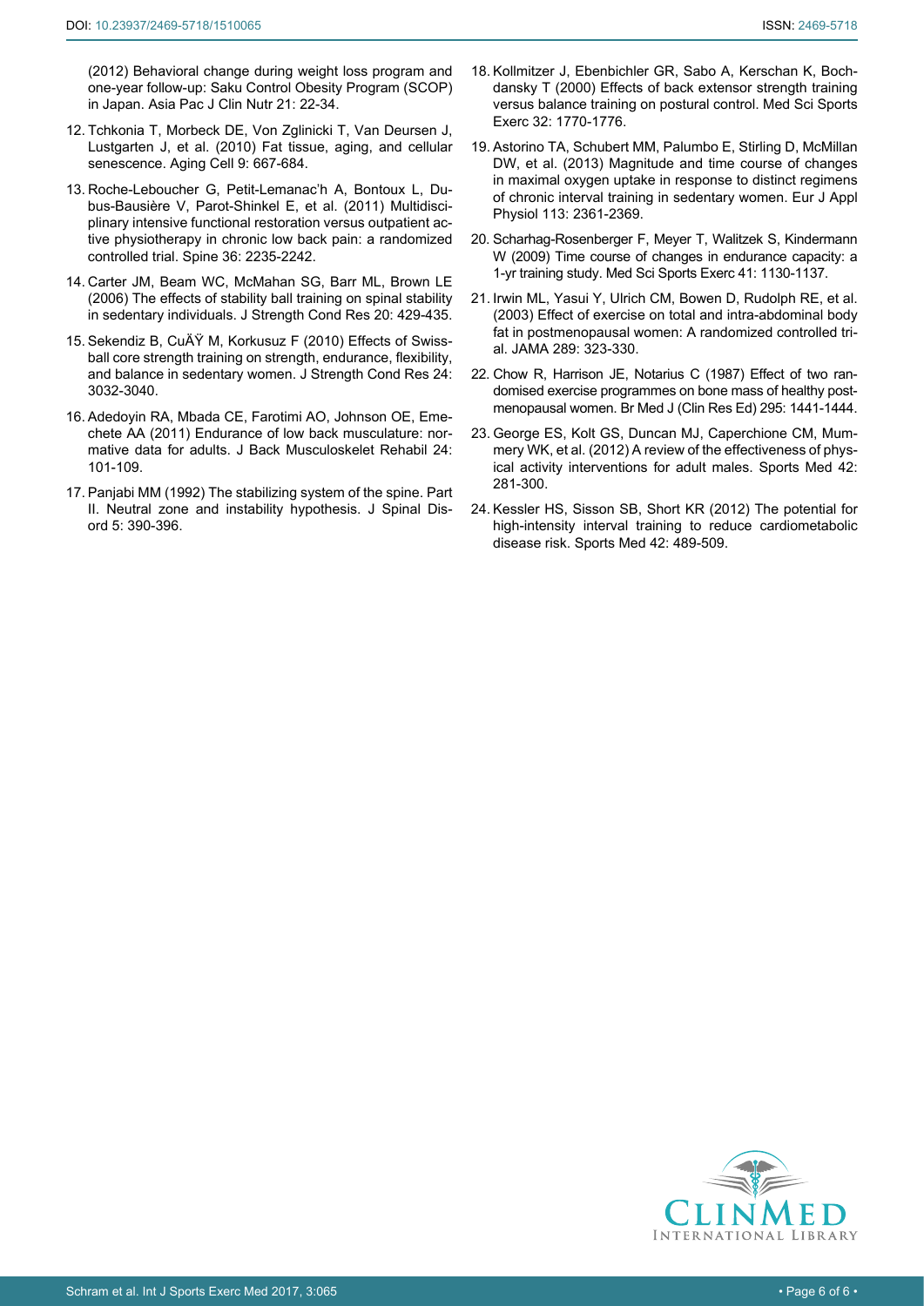(2012) Behavioral change during weight loss program and one-year follow-up: Saku Control Obesity Program (SCOP) in Japan. Asia Pac J Clin Nutr 21: 22-34.

12. Tchkonia T, Morbeck DE, Von Zglinicki T, Van Deursen J, Lustgarten J, et al. (2010) Fat tissue, aging, and cellular senescence. Aging Cell 9: 667-684.
13. Roche-Leboucher G, Petit-Lemanac'h A, Bontoux L, Dubus-Bausière V, Parot-Shinkel E, et al. (2011) Multidisciplinary intensive functional restoration versus outpatient active physiotherapy in chronic low back pain: a randomized controlled trial. Spine 36: 2235-2242.
14. Carter JM, Beam WC, McMahan SG, Barr ML, Brown LE (2006) The effects of stability ball training on spinal stability in sedentary individuals. J Strength Cond Res 20: 429-435.
15. Sekendiz B, CuÄŸ M, Korkusuz F (2010) Effects of Swiss-ball core strength training on strength, endurance, flexibility, and balance in sedentary women. J Strength Cond Res 24: 3032-3040.
16. Adedoyin RA, Mbada CE, Farotimi AO, Johnson OE, Emechete AA (2011) Endurance of low back musculature: normative data for adults. J Back Musculoskelet Rehabil 24: 101-109.
17. Panjabi MM (1992) The stabilizing system of the spine. Part II. Neutral zone and instability hypothesis. J Spinal Disord 5: 390-396.
18. Kollmitzer J, Ebenbichler GR, Sabo A, Kerschan K, Bochdansky T (2000) Effects of back extensor strength training versus balance training on postural control. Med Sci Sports Exerc 32: 1770-1776.
19. Astorino TA, Schubert MM, Palumbo E, Stirling D, McMillan DW, et al. (2013) Magnitude and time course of changes in maximal oxygen uptake in response to distinct regimens of chronic interval training in sedentary women. Eur J Appl Physiol 113: 2361-2369.
20. Scharhag-Rosenberger F, Meyer T, Walitzek S, Kindermann W (2009) Time course of changes in endurance capacity: a 1-yr training study. Med Sci Sports Exerc 41: 1130-1137.
21. Irwin ML, Yasui Y, Ulrich CM, Bowen D, Rudolph RE, et al. (2003) Effect of exercise on total and intra-abdominal body fat in postmenopausal women: A randomized controlled trial. JAMA 289: 323-330.
22. Chow R, Harrison JE, Notarius C (1987) Effect of two randomised exercise programmes on bone mass of healthy postmenopausal women. Br Med J (Clin Res Ed) 295: 1441-1444.
23. George ES, Kolt GS, Duncan MJ, Caperchione CM, Mummery WK, et al. (2012) A review of the effectiveness of physical activity interventions for adult males. Sports Med 42: 281-300.
24. Kessler HS, Sisson SB, Short KR (2012) The potential for high-intensity interval training to reduce cardiometabolic disease risk. Sports Med 42: 489-509.